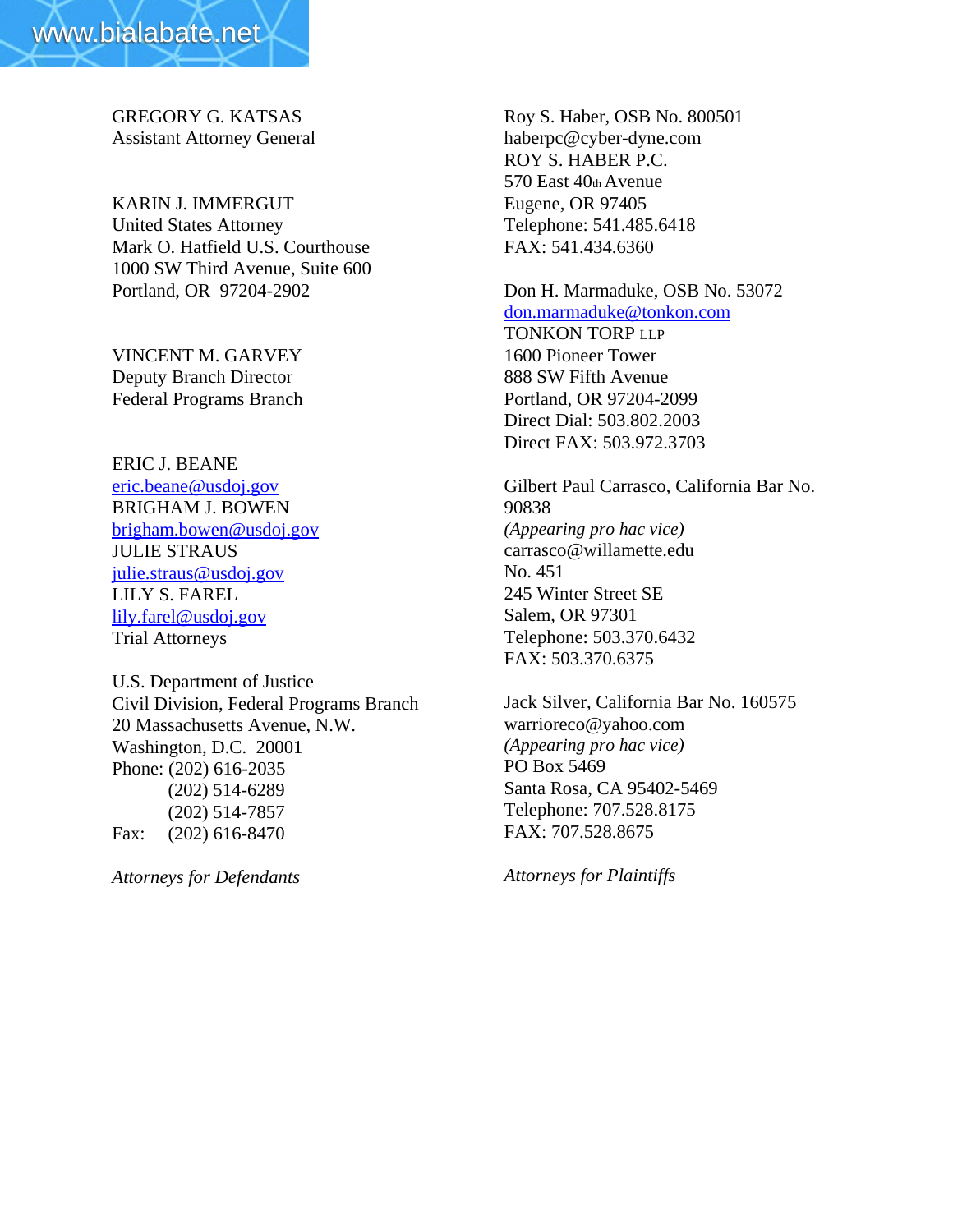GREGORY G. KATSAS
Assistant Attorney General

KARIN J. IMMERGUT
United States Attorney
Mark O. Hatfield U.S. Courthouse
1000 SW Third Avenue, Suite 600
Portland, OR 97204-2902

VINCENT M. GARVEY
Deputy Branch Director
Federal Programs Branch

ERIC J. BEANE
eric.beane@usdoj.gov
BRIGHAM J. BOWEN
brigham.bowen@usdoj.gov
JULIE STRAUS
julie.straus@usdoj.gov
LILY S. FAREL
lily.farel@usdoj.gov
Trial Attorneys

U.S. Department of Justice
Civil Division, Federal Programs Branch
20 Massachusetts Avenue, N.W.
Washington, D.C. 20001
Phone: (202) 616-2035
(202) 514-6289
(202) 514-7857
Fax: (202) 616-8470

*Attorneys for Defendants*

Roy S. Haber, OSB No. 800501
haberpc@cyber-dyne.com
ROY S. HABER P.C.
570 East 40th Avenue
Eugene, OR 97405
Telephone: 541.485.6418
FAX: 541.434.6360

Don H. Marmaduke, OSB No. 53072
don.marmaduke@tonkon.com
TONKON TORP LLP
1600 Pioneer Tower
888 SW Fifth Avenue
Portland, OR 97204-2099
Direct Dial: 503.802.2003
Direct FAX: 503.972.3703

Gilbert Paul Carrasco, California Bar No. 90838
*(Appearing pro hac vice)*
carrasco@willamette.edu
No. 451
245 Winter Street SE
Salem, OR 97301
Telephone: 503.370.6432
FAX: 503.370.6375

Jack Silver, California Bar No. 160575
warrioreco@yahoo.com
*(Appearing pro hac vice)*
PO Box 5469
Santa Rosa, CA 95402-5469
Telephone: 707.528.8175
FAX: 707.528.8675

*Attorneys for Plaintiffs*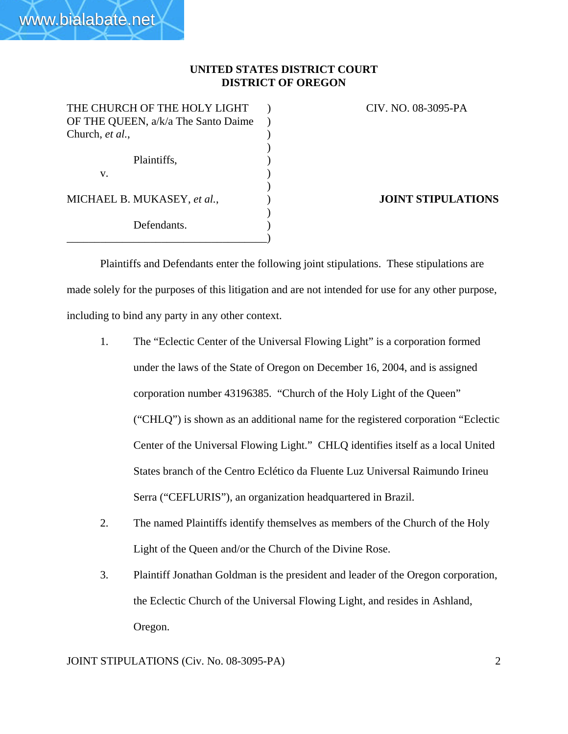**UNITED STATES DISTRICT COURT**
**DISTRICT OF OREGON**

| | | |
|---|---|---|
| THE CHURCH OF THE HOLY LIGHT OF THE QUEEN, a/k/a The Santo Daime Church, *et al.*, Plaintiffs, v. MICHAEL B. MUKASEY, *et al.*, Defendants. | ) | CIV. NO. 08-3095-PA **JOINT STIPULATIONS** |

Plaintiffs and Defendants enter the following joint stipulations. These stipulations are made solely for the purposes of this litigation and are not intended for use for any other purpose, including to bind any party in any other context.

1. The "Eclectic Center of the Universal Flowing Light" is a corporation formed under the laws of the State of Oregon on December 16, 2004, and is assigned corporation number 43196385. "Church of the Holy Light of the Queen" ("CHLQ") is shown as an additional name for the registered corporation "Eclectic Center of the Universal Flowing Light." CHLQ identifies itself as a local United States branch of the Centro Eclético da Fluente Luz Universal Raimundo Irineu Serra ("CEFLURIS"), an organization headquartered in Brazil.

2. The named Plaintiffs identify themselves as members of the Church of the Holy Light of the Queen and/or the Church of the Divine Rose.

3. Plaintiff Jonathan Goldman is the president and leader of the Oregon corporation, the Eclectic Church of the Universal Flowing Light, and resides in Ashland, Oregon.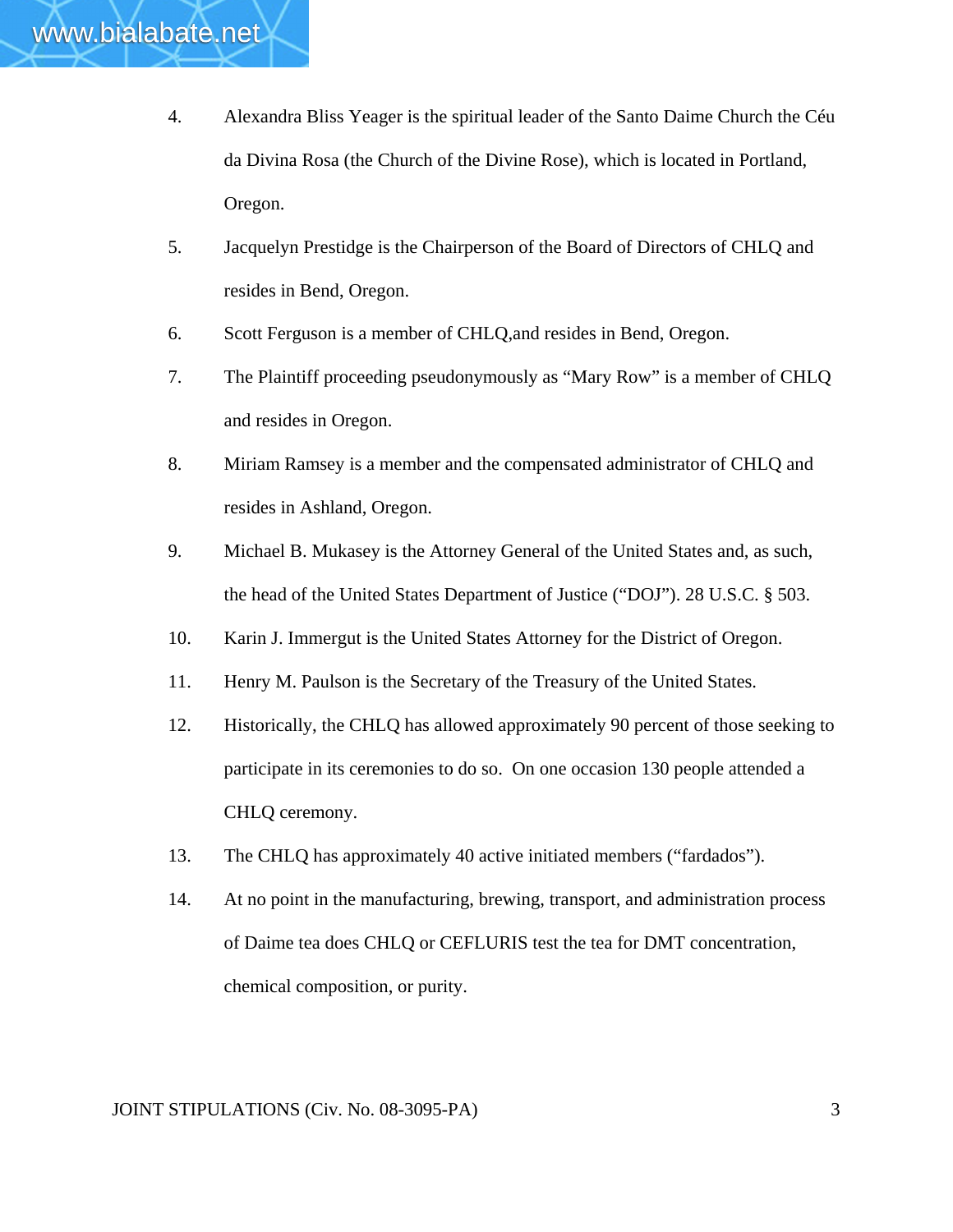4. Alexandra Bliss Yeager is the spiritual leader of the Santo Daime Church the Céu da Divina Rosa (the Church of the Divine Rose), which is located in Portland, Oregon.

5. Jacquelyn Prestidge is the Chairperson of the Board of Directors of CHLQ and resides in Bend, Oregon.

6. Scott Ferguson is a member of CHLQ,and resides in Bend, Oregon.

7. The Plaintiff proceeding pseudonymously as "Mary Row" is a member of CHLQ and resides in Oregon.

8. Miriam Ramsey is a member and the compensated administrator of CHLQ and resides in Ashland, Oregon.

9. Michael B. Mukasey is the Attorney General of the United States and, as such, the head of the United States Department of Justice ("DOJ"). 28 U.S.C. § 503.

10. Karin J. Immergut is the United States Attorney for the District of Oregon.

11. Henry M. Paulson is the Secretary of the Treasury of the United States.

12. Historically, the CHLQ has allowed approximately 90 percent of those seeking to participate in its ceremonies to do so. On one occasion 130 people attended a CHLQ ceremony.

13. The CHLQ has approximately 40 active initiated members ("fardados").

14. At no point in the manufacturing, brewing, transport, and administration process of Daime tea does CHLQ or CEFLURIS test the tea for DMT concentration, chemical composition, or purity.

JOINT STIPULATIONS (Civ. No. 08-3095-PA)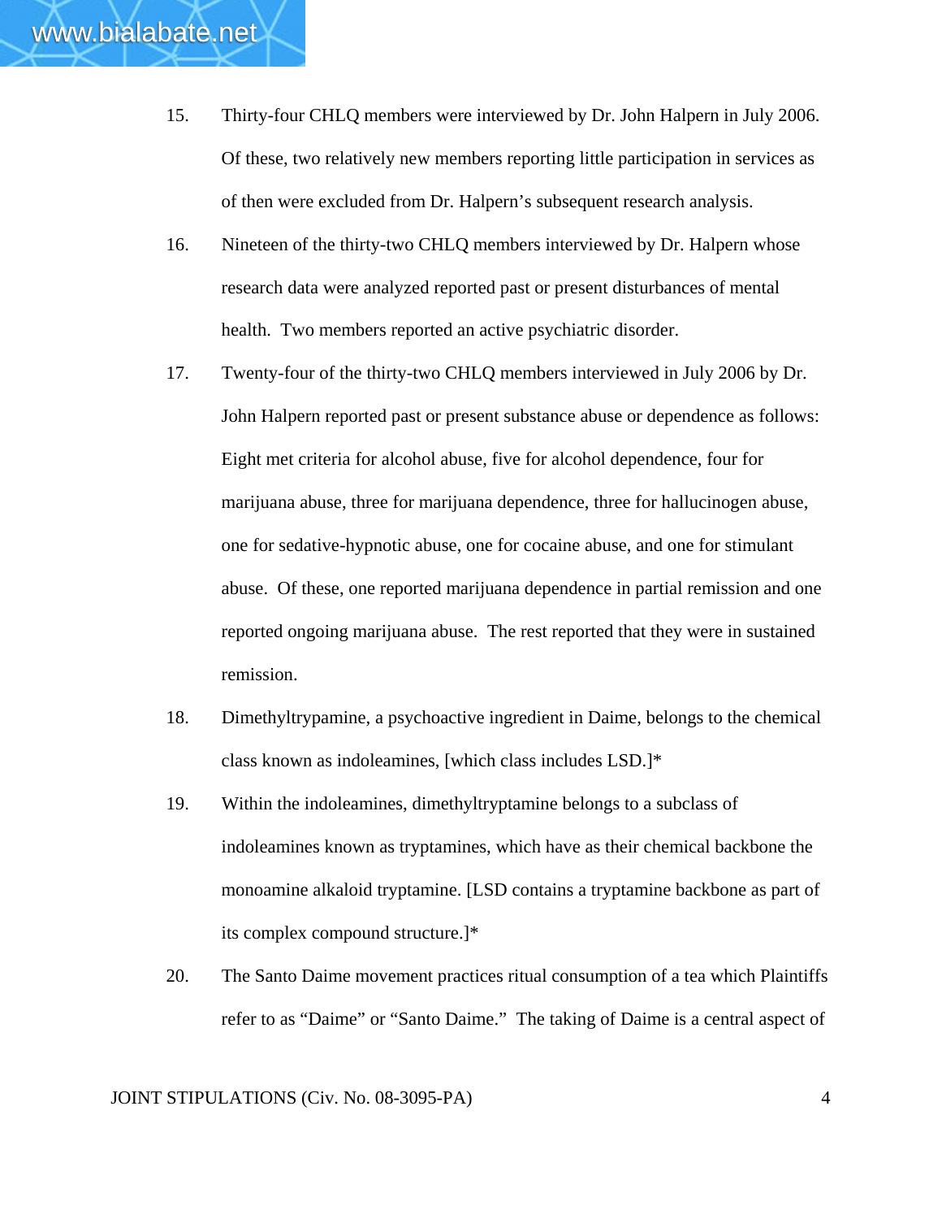15. Thirty-four CHLQ members were interviewed by Dr. John Halpern in July 2006. Of these, two relatively new members reporting little participation in services as of then were excluded from Dr. Halpern's subsequent research analysis.

16. Nineteen of the thirty-two CHLQ members interviewed by Dr. Halpern whose research data were analyzed reported past or present disturbances of mental health. Two members reported an active psychiatric disorder.

17. Twenty-four of the thirty-two CHLQ members interviewed in July 2006 by Dr. John Halpern reported past or present substance abuse or dependence as follows: Eight met criteria for alcohol abuse, five for alcohol dependence, four for marijuana abuse, three for marijuana dependence, three for hallucinogen abuse, one for sedative-hypnotic abuse, one for cocaine abuse, and one for stimulant abuse. Of these, one reported marijuana dependence in partial remission and one reported ongoing marijuana abuse. The rest reported that they were in sustained remission.

18. Dimethyltrypamine, a psychoactive ingredient in Daime, belongs to the chemical class known as indoleamines, [which class includes LSD.]*

19. Within the indoleamines, dimethyltryptamine belongs to a subclass of indoleamines known as tryptamines, which have as their chemical backbone the monoamine alkaloid tryptamine. [LSD contains a tryptamine backbone as part of its complex compound structure.]*

20. The Santo Daime movement practices ritual consumption of a tea which Plaintiffs refer to as "Daime" or "Santo Daime." The taking of Daime is a central aspect of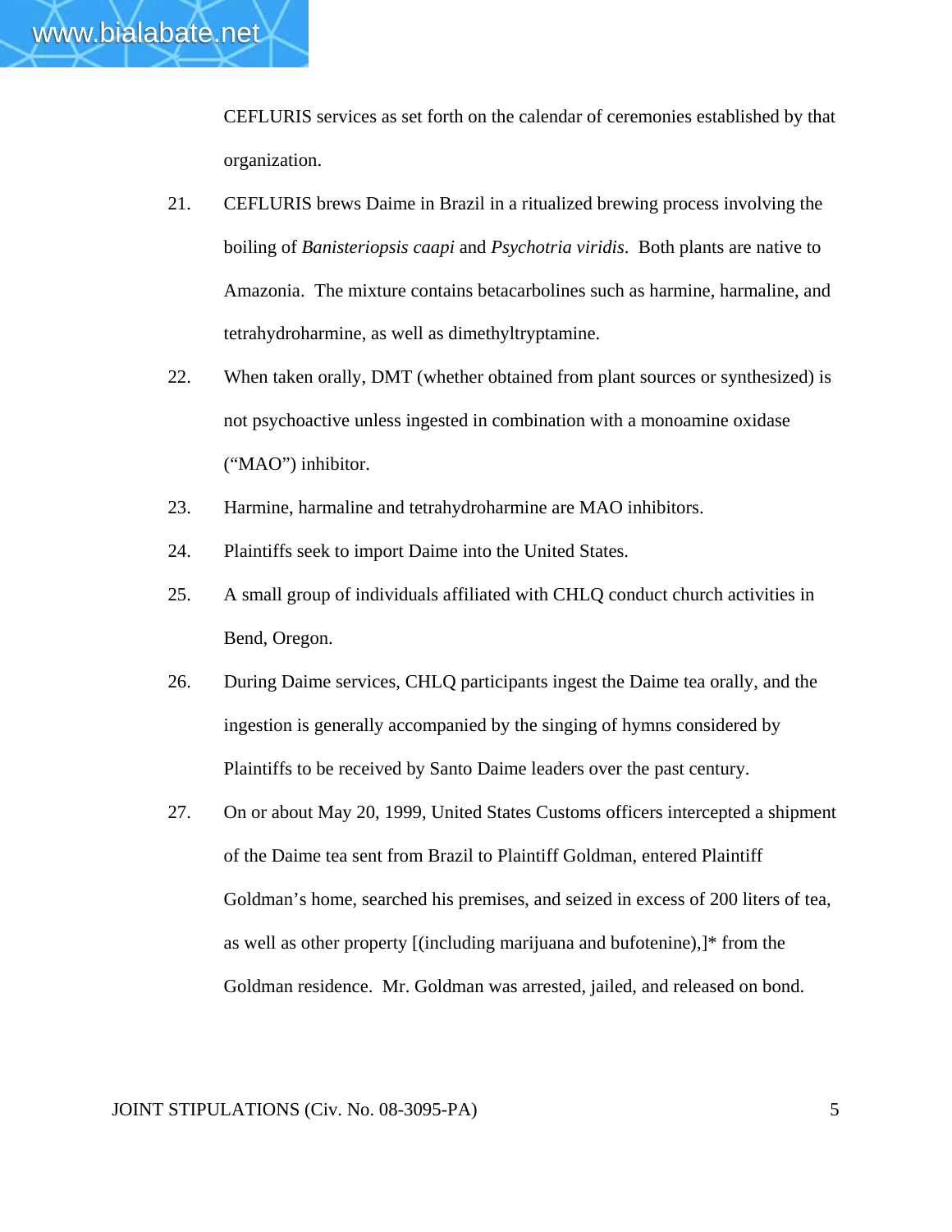CEFLURIS services as set forth on the calendar of ceremonies established by that organization.

21. CEFLURIS brews Daime in Brazil in a ritualized brewing process involving the boiling of *Banisteriopsis caapi* and *Psychotria viridis*. Both plants are native to Amazonia. The mixture contains betacarbolines such as harmine, harmaline, and tetrahydroharmine, as well as dimethyltryptamine.

22. When taken orally, DMT (whether obtained from plant sources or synthesized) is not psychoactive unless ingested in combination with a monoamine oxidase ("MAO") inhibitor.

23. Harmine, harmaline and tetrahydroharmine are MAO inhibitors.

24. Plaintiffs seek to import Daime into the United States.

25. A small group of individuals affiliated with CHLQ conduct church activities in Bend, Oregon.

26. During Daime services, CHLQ participants ingest the Daime tea orally, and the ingestion is generally accompanied by the singing of hymns considered by Plaintiffs to be received by Santo Daime leaders over the past century.

27. On or about May 20, 1999, United States Customs officers intercepted a shipment of the Daime tea sent from Brazil to Plaintiff Goldman, entered Plaintiff Goldman's home, searched his premises, and seized in excess of 200 liters of tea, as well as other property [(including marijuana and bufotenine),]* from the Goldman residence. Mr. Goldman was arrested, jailed, and released on bond.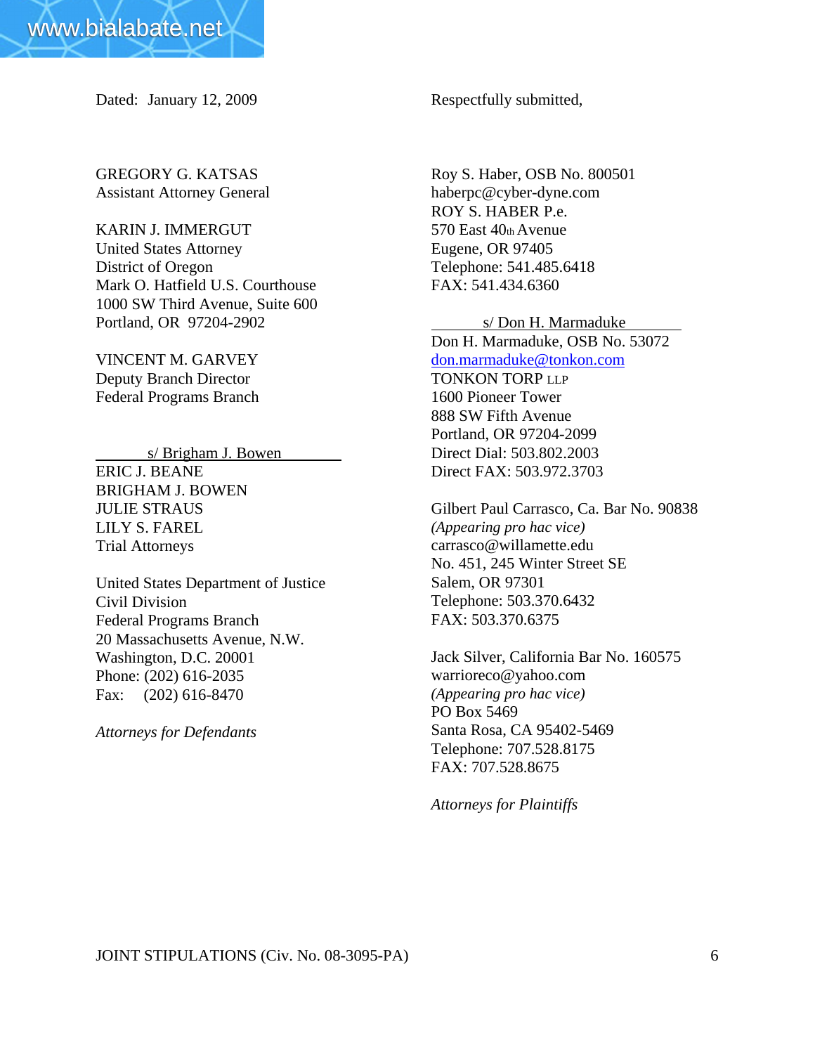Dated: January 12, 2009

Respectfully submitted,

GREGORY G. KATSAS
Assistant Attorney General

KARIN J. IMMERGUT
United States Attorney
District of Oregon
Mark O. Hatfield U.S. Courthouse
1000 SW Third Avenue, Suite 600
Portland, OR 97204-2902

VINCENT M. GARVEY
Deputy Branch Director
Federal Programs Branch

s/ Brigham J. Bowen
ERIC J. BEANE
BRIGHAM J. BOWEN
JULIE STRAUS
LILY S. FAREL
Trial Attorneys

United States Department of Justice
Civil Division
Federal Programs Branch
20 Massachusetts Avenue, N.W.
Washington, D.C. 20001
Phone: (202) 616-2035
Fax: (202) 616-8470

*Attorneys for Defendants*

Roy S. Haber, OSB No. 800501
haberpc@cyber-dyne.com
ROY S. HABER P.e.
570 East 40th Avenue
Eugene, OR 97405
Telephone: 541.485.6418
FAX: 541.434.6360

s/ Don H. Marmaduke
Don H. Marmaduke, OSB No. 53072
don.marmaduke@tonkon.com
TONKON TORP LLP
1600 Pioneer Tower
888 SW Fifth Avenue
Portland, OR 97204-2099
Direct Dial: 503.802.2003
Direct FAX: 503.972.3703

Gilbert Paul Carrasco, Ca. Bar No. 90838
*(Appearing pro hac vice)*
carrasco@willamette.edu
No. 451, 245 Winter Street SE
Salem, OR 97301
Telephone: 503.370.6432
FAX: 503.370.6375

Jack Silver, California Bar No. 160575
warrioreco@yahoo.com
*(Appearing pro hac vice)*
PO Box 5469
Santa Rosa, CA 95402-5469
Telephone: 707.528.8175
FAX: 707.528.8675

*Attorneys for Plaintiffs*